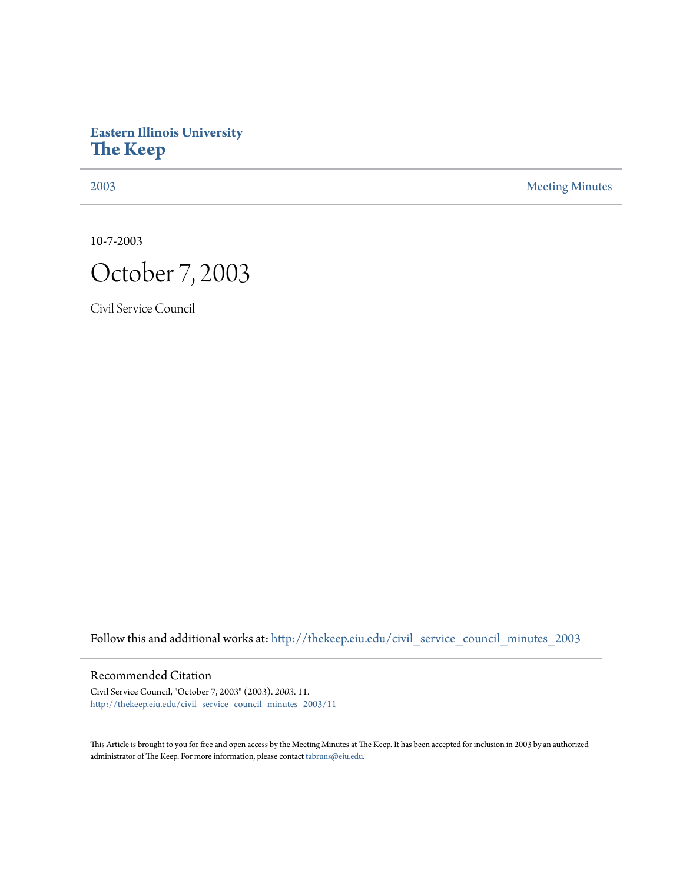Eastern Illinois University
# The Keep

2003 | Meeting Minutes

10-7-2003

# October 7, 2003

Civil Service Council

Follow this and additional works at: http://thekeep.eiu.edu/civil_service_council_minutes_2003

## Recommended Citation

Civil Service Council, "October 7, 2003" (2003). *2003*. 11.
http://thekeep.eiu.edu/civil_service_council_minutes_2003/11

This Article is brought to you for free and open access by the Meeting Minutes at The Keep. It has been accepted for inclusion in 2003 by an authorized administrator of The Keep. For more information, please contact tabruns@eiu.edu.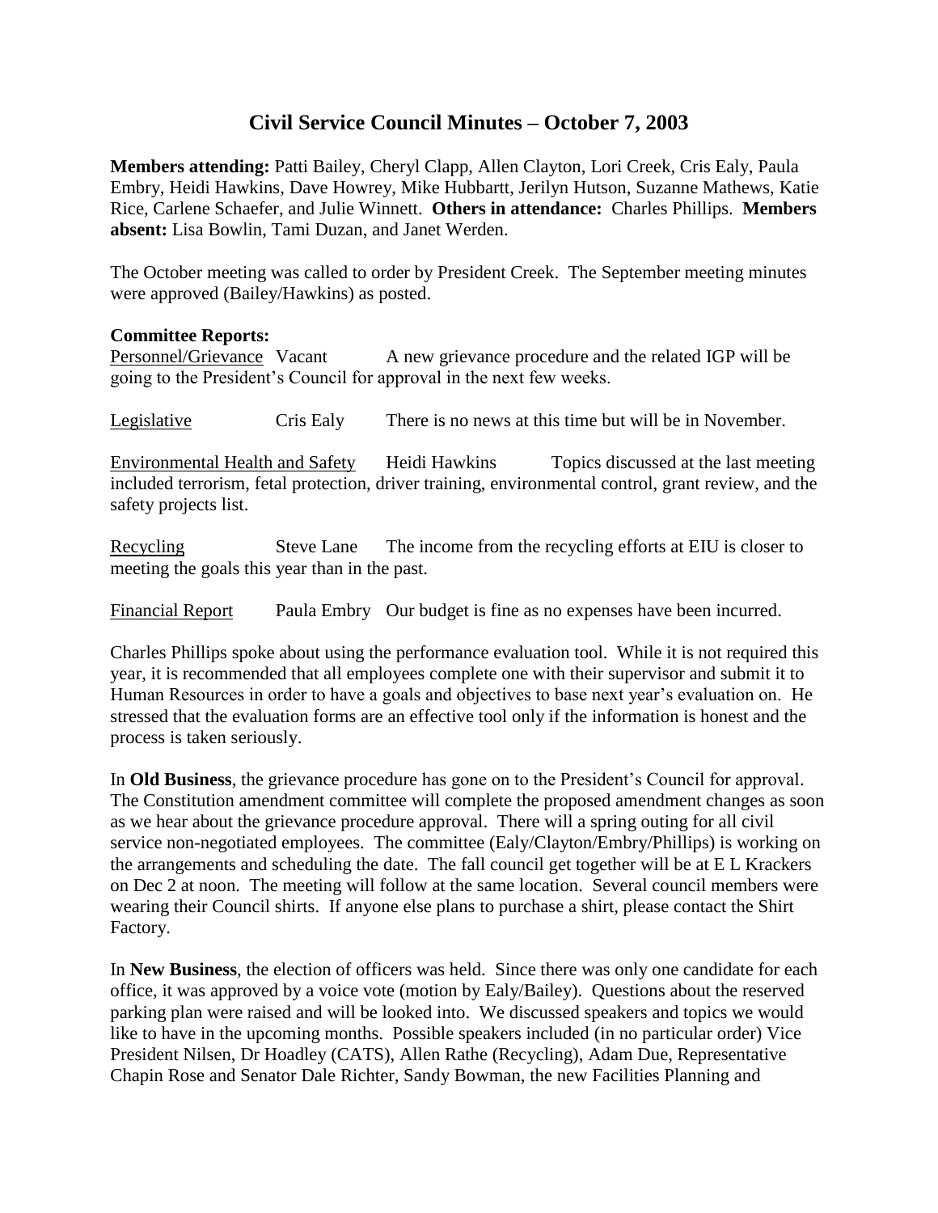# Civil Service Council Minutes – October 7, 2003

**Members attending:** Patti Bailey, Cheryl Clapp, Allen Clayton, Lori Creek, Cris Ealy, Paula Embry, Heidi Hawkins, Dave Howrey, Mike Hubbartt, Jerilyn Hutson, Suzanne Mathews, Katie Rice, Carlene Schaefer, and Julie Winnett. **Others in attendance:** Charles Phillips. **Members absent:** Lisa Bowlin, Tami Duzan, and Janet Werden.

The October meeting was called to order by President Creek. The September meeting minutes were approved (Bailey/Hawkins) as posted.

**Committee Reports:**

Personnel/Grievance Vacant A new grievance procedure and the related IGP will be going to the President's Council for approval in the next few weeks.

Legislative Cris Ealy There is no news at this time but will be in November.

Environmental Health and Safety Heidi Hawkins Topics discussed at the last meeting included terrorism, fetal protection, driver training, environmental control, grant review, and the safety projects list.

Recycling Steve Lane The income from the recycling efforts at EIU is closer to meeting the goals this year than in the past.

Financial Report Paula Embry Our budget is fine as no expenses have been incurred.

Charles Phillips spoke about using the performance evaluation tool. While it is not required this year, it is recommended that all employees complete one with their supervisor and submit it to Human Resources in order to have a goals and objectives to base next year's evaluation on. He stressed that the evaluation forms are an effective tool only if the information is honest and the process is taken seriously.

In **Old Business**, the grievance procedure has gone on to the President's Council for approval. The Constitution amendment committee will complete the proposed amendment changes as soon as we hear about the grievance procedure approval. There will a spring outing for all civil service non-negotiated employees. The committee (Ealy/Clayton/Embry/Phillips) is working on the arrangements and scheduling the date. The fall council get together will be at E L Krackers on Dec 2 at noon. The meeting will follow at the same location. Several council members were wearing their Council shirts. If anyone else plans to purchase a shirt, please contact the Shirt Factory.

In **New Business**, the election of officers was held. Since there was only one candidate for each office, it was approved by a voice vote (motion by Ealy/Bailey). Questions about the reserved parking plan were raised and will be looked into. We discussed speakers and topics we would like to have in the upcoming months. Possible speakers included (in no particular order) Vice President Nilsen, Dr Hoadley (CATS), Allen Rathe (Recycling), Adam Due, Representative Chapin Rose and Senator Dale Richter, Sandy Bowman, the new Facilities Planning and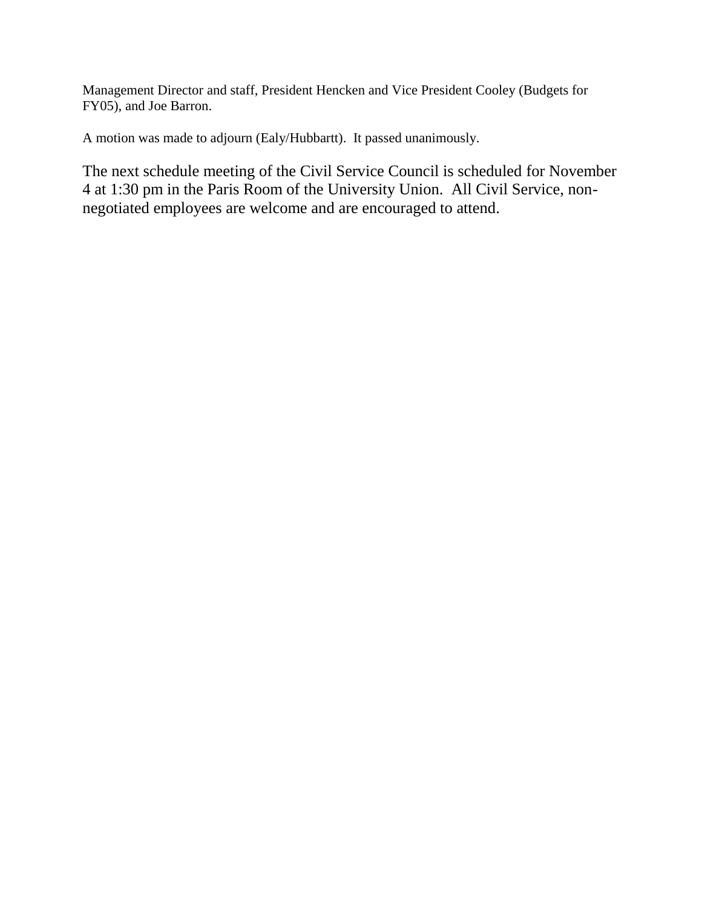Management Director and staff, President Hencken and Vice President Cooley (Budgets for FY05), and Joe Barron.

A motion was made to adjourn (Ealy/Hubbartt). It passed unanimously.

The next schedule meeting of the Civil Service Council is scheduled for November 4 at 1:30 pm in the Paris Room of the University Union. All Civil Service, non-negotiated employees are welcome and are encouraged to attend.